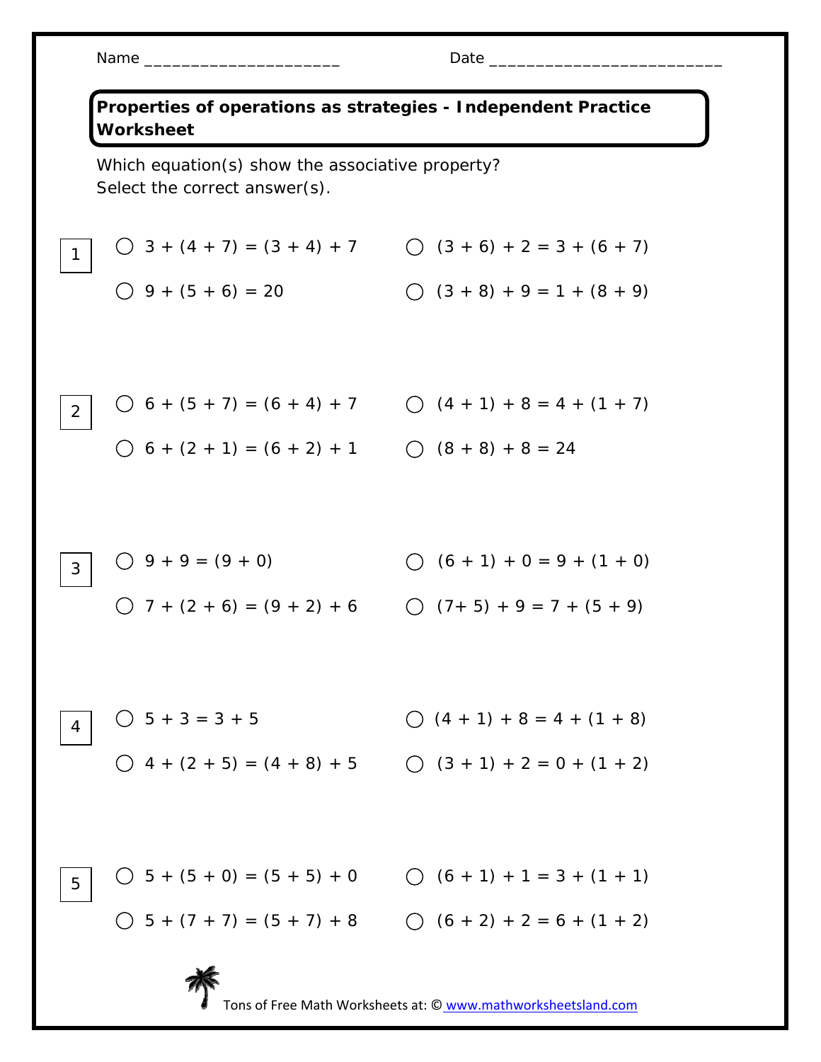Name ____________________ Date ________________________

## Properties of operations as strategies - Independent Practice Worksheet

Which equation(s) show the associative property?
Select the correct answer(s).

**1**

- ◯ $3 + (4 + 7) = (3 + 4) + 7$
- ◯ $(3 + 6) + 2 = 3 + (6 + 7)$
- ◯ $9 + (5 + 6) = 20$
- ◯ $(3 + 8) + 9 = 1 + (8 + 9)$

**2**

- ◯ $6 + (5 + 7) = (6 + 4) + 7$
- ◯ $(4 + 1) + 8 = 4 + (1 + 7)$
- ◯ $6 + (2 + 1) = (6 + 2) + 1$
- ◯ $(8 + 8) + 8 = 24$

**3**

- ◯ $9 + 9 = (9 + 0)$
- ◯ $(6 + 1) + 0 = 9 + (1 + 0)$
- ◯ $7 + (2 + 6) = (9 + 2) + 6$
- ◯ $(7+ 5) + 9 = 7 + (5 + 9)$

**4**

- ◯ $5 + 3 = 3 + 5$
- ◯ $(4 + 1) + 8 = 4 + (1 + 8)$
- ◯ $4 + (2 + 5) = (4 + 8) + 5$
- ◯ $(3 + 1) + 2 = 0 + (1 + 2)$

**5**

- ◯ $5 + (5 + 0) = (5 + 5) + 0$
- ◯ $(6 + 1) + 1 = 3 + (1 + 1)$
- ◯ $5 + (7 + 7) = (5 + 7) + 8$
- ◯ $(6 + 2) + 2 = 6 + (1 + 2)$

Tons of Free Math Worksheets at: © www.mathworksheetsland.com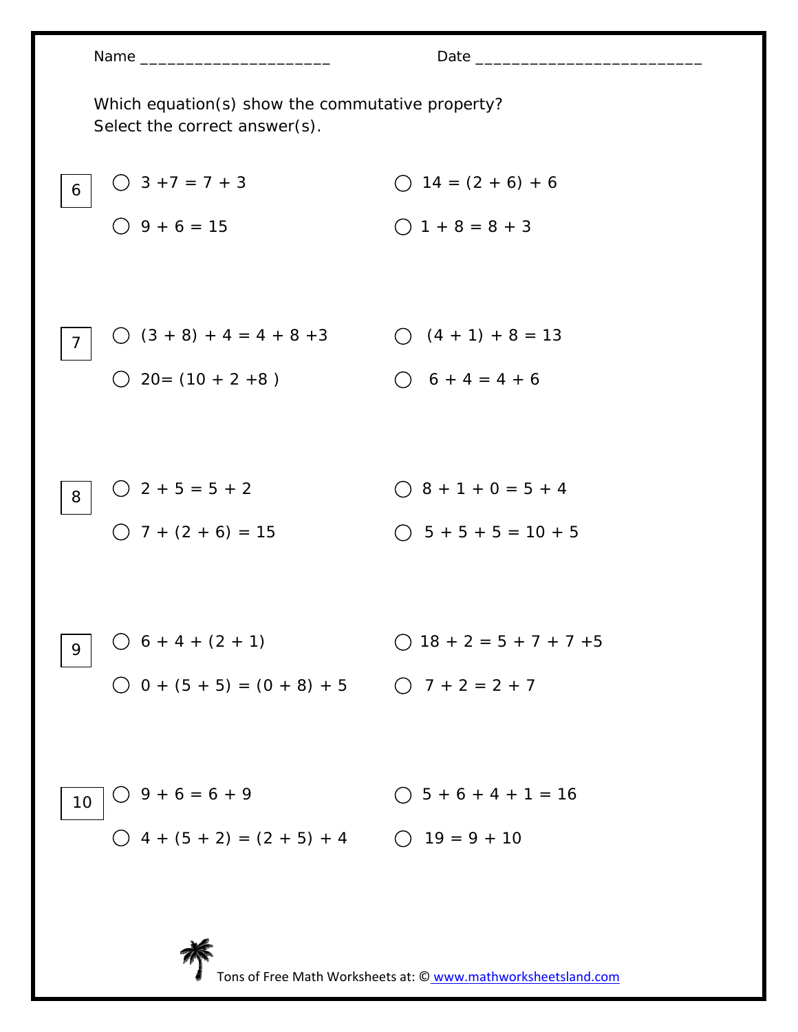Name ____________________ Date ________________________

Which equation(s) show the commutative property?
Select the correct answer(s).

**6**

- ◯ $3 + 7 = 7 + 3$
- ◯ $14 = (2 + 6) + 6$
- ◯ $9 + 6 = 15$
- ◯ $1 + 8 = 8 + 3$

**7**

- ◯ $(3 + 8) + 4 = 4 + 8 + 3$
- ◯ $(4 + 1) + 8 = 13$
- ◯ $20 = (10 + 2 + 8)$
- ◯ $6 + 4 = 4 + 6$

**8**

- ◯ $2 + 5 = 5 + 2$
- ◯ $8 + 1 + 0 = 5 + 4$
- ◯ $7 + (2 + 6) = 15$
- ◯ $5 + 5 + 5 = 10 + 5$

**9**

- ◯ $6 + 4 + (2 + 1)$
- ◯ $18 + 2 = 5 + 7 + 7 + 5$
- ◯ $0 + (5 + 5) = (0 + 8) + 5$
- ◯ $7 + 2 = 2 + 7$

**10**

- ◯ $9 + 6 = 6 + 9$
- ◯ $5 + 6 + 4 + 1 = 16$
- ◯ $4 + (5 + 2) = (2 + 5) + 4$
- ◯ $19 = 9 + 10$

Tons of Free Math Worksheets at: © www.mathworksheetsland.com